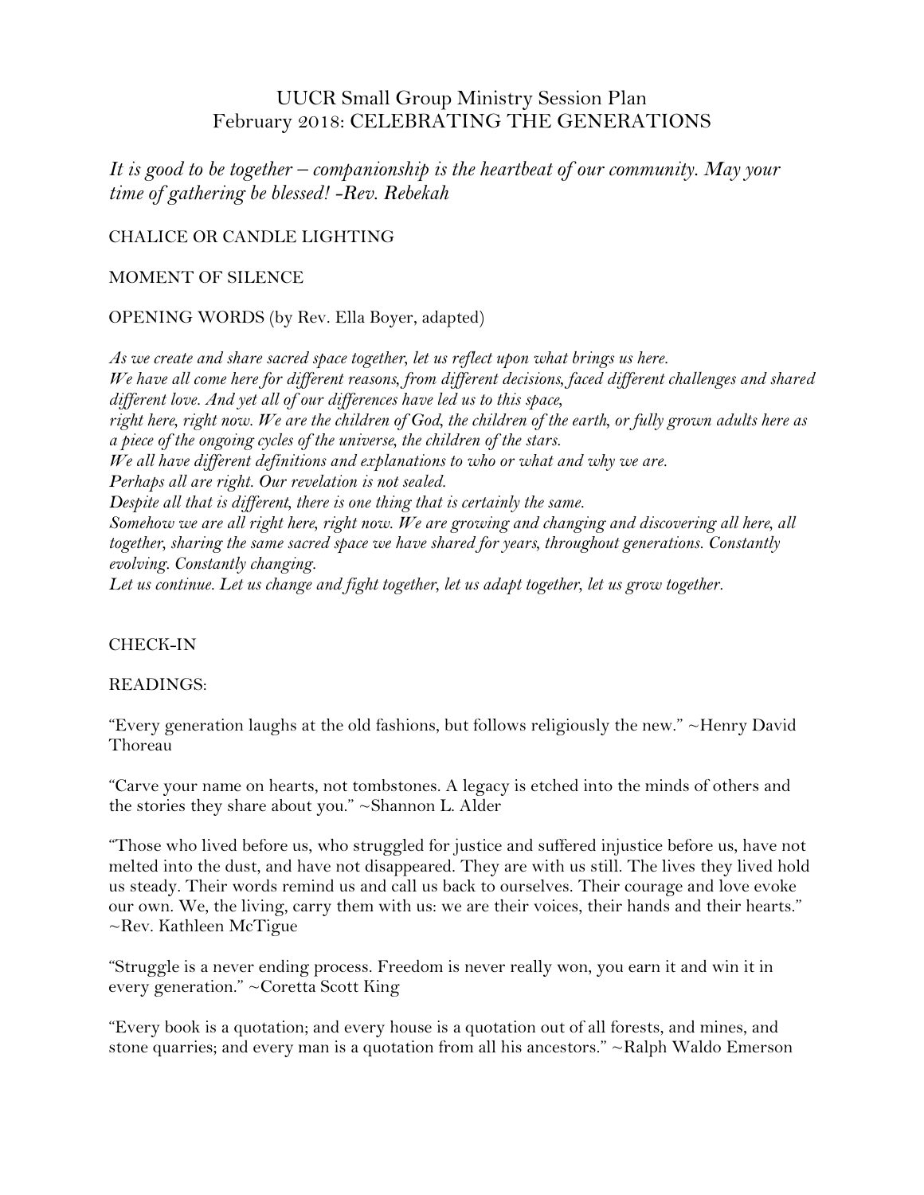# UUCR Small Group Ministry Session Plan
# February 2018: CELEBRATING THE GENERATIONS

*It is good to be together – companionship is the heartbeat of our community. May your time of gathering be blessed! -Rev. Rebekah*

CHALICE OR CANDLE LIGHTING

MOMENT OF SILENCE

OPENING WORDS (by Rev. Ella Boyer, adapted)

*As we create and share sacred space together, let us reflect upon what brings us here.*
*We have all come here for different reasons, from different decisions, faced different challenges and shared different love. And yet all of our differences have led us to this space,*
*right here, right now. We are the children of God, the children of the earth, or fully grown adults here as a piece of the ongoing cycles of the universe, the children of the stars.*
*We all have different definitions and explanations to who or what and why we are.*
*Perhaps all are right. Our revelation is not sealed.*
*Despite all that is different, there is one thing that is certainly the same.*
*Somehow we are all right here, right now. We are growing and changing and discovering all here, all together, sharing the same sacred space we have shared for years, throughout generations. Constantly evolving. Constantly changing.*
*Let us continue. Let us change and fight together, let us adapt together, let us grow together.*

CHECK-IN

READINGS:

"Every generation laughs at the old fashions, but follows religiously the new." ~Henry David Thoreau

"Carve your name on hearts, not tombstones. A legacy is etched into the minds of others and the stories they share about you." ~Shannon L. Alder

"Those who lived before us, who struggled for justice and suffered injustice before us, have not melted into the dust, and have not disappeared. They are with us still. The lives they lived hold us steady. Their words remind us and call us back to ourselves. Their courage and love evoke our own. We, the living, carry them with us: we are their voices, their hands and their hearts." ~Rev. Kathleen McTigue

"Struggle is a never ending process. Freedom is never really won, you earn it and win it in every generation." ~Coretta Scott King

"Every book is a quotation; and every house is a quotation out of all forests, and mines, and stone quarries; and every man is a quotation from all his ancestors." ~Ralph Waldo Emerson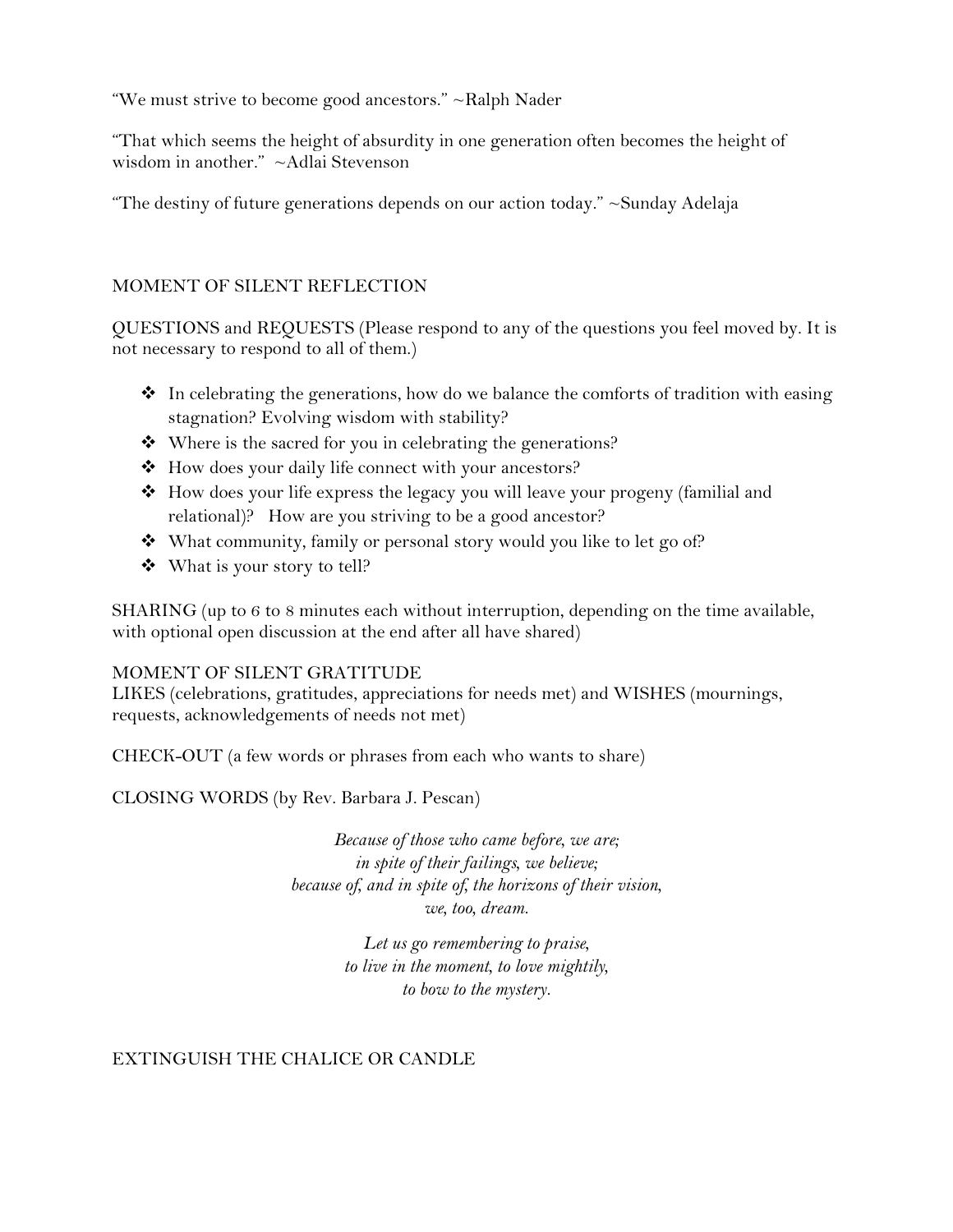"We must strive to become good ancestors." ~Ralph Nader

"That which seems the height of absurdity in one generation often becomes the height of wisdom in another." ~Adlai Stevenson

"The destiny of future generations depends on our action today." ~Sunday Adelaja

MOMENT OF SILENT REFLECTION

QUESTIONS and REQUESTS (Please respond to any of the questions you feel moved by. It is not necessary to respond to all of them.)

- In celebrating the generations, how do we balance the comforts of tradition with easing stagnation? Evolving wisdom with stability?
- Where is the sacred for you in celebrating the generations?
- How does your daily life connect with your ancestors?
- How does your life express the legacy you will leave your progeny (familial and relational)? How are you striving to be a good ancestor?
- What community, family or personal story would you like to let go of?
- What is your story to tell?

SHARING (up to 6 to 8 minutes each without interruption, depending on the time available, with optional open discussion at the end after all have shared)

MOMENT OF SILENT GRATITUDE
LIKES (celebrations, gratitudes, appreciations for needs met) and WISHES (mournings, requests, acknowledgements of needs not met)

CHECK-OUT (a few words or phrases from each who wants to share)

CLOSING WORDS (by Rev. Barbara J. Pescan)

*Because of those who came before, we are;*
*in spite of their failings, we believe;*
*because of, and in spite of, the horizons of their vision,*
*we, too, dream.*

*Let us go remembering to praise,*
*to live in the moment, to love mightily,*
*to bow to the mystery.*

EXTINGUISH THE CHALICE OR CANDLE